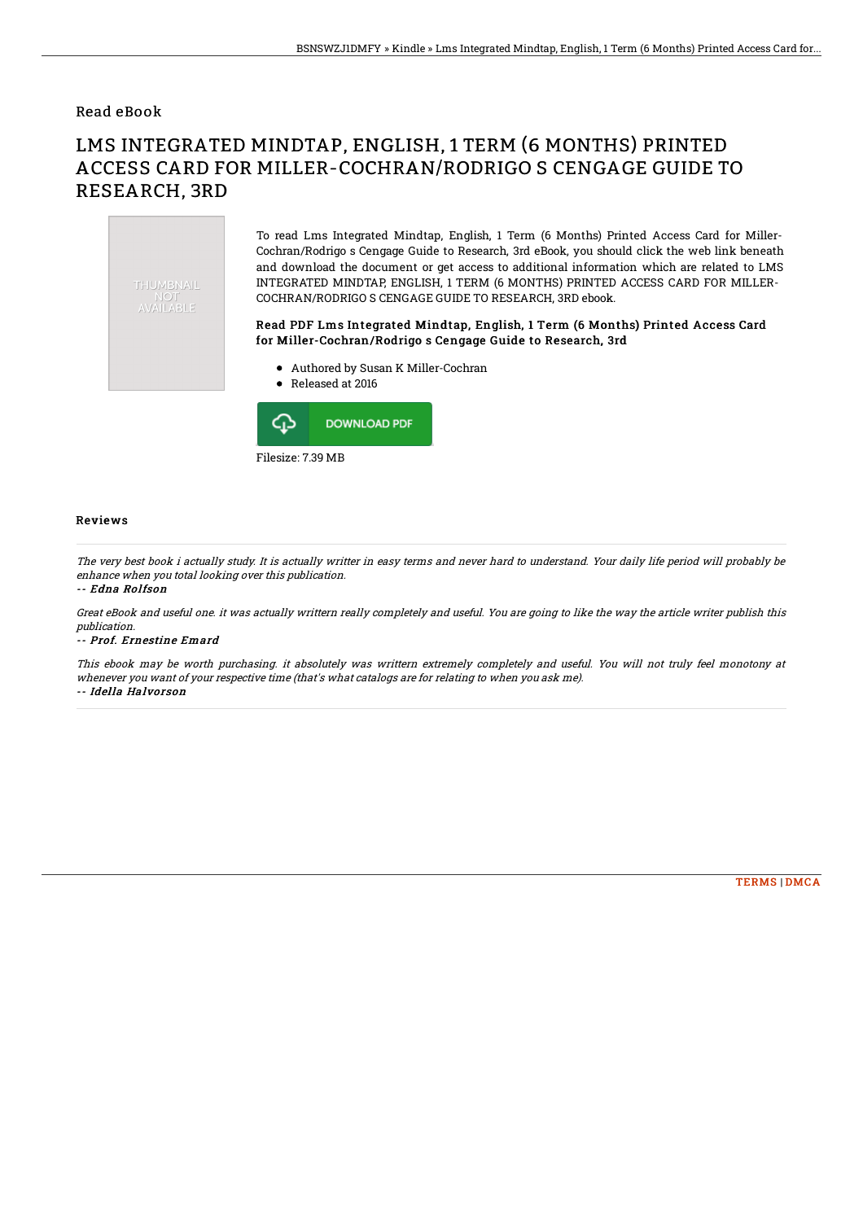Read eBook

# LMS INTEGRATED MINDTAP, ENGLISH, 1 TERM (6 MONTHS) PRINTED ACCESS CARD FOR MILLER-COCHRAN/RODRIGO S CENGAGE GUIDE TO RESEARCH, 3RD

To read Lms Integrated Mindtap, English, 1 Term (6 Months) Printed Access Card for Miller-Cochran/Rodrigo s Cengage Guide to Research, 3rd eBook, you should click the web link beneath and download the document or get access to additional information which are related to LMS INTEGRATED MINDTAP, ENGLISH, 1 TERM (6 MONTHS) PRINTED ACCESS CARD FOR MILLER-COCHRAN/RODRIGO S CENGAGE GUIDE TO RESEARCH, 3RD ebook.

### Read PDF Lms Integrated Mindtap, English, 1 Term (6 Months) Printed Access Card for Miller-Cochran/Rodrigo s Cengage Guide to Research, 3rd

- Authored by Susan K Miller-Cochran
- Released at 2016

DOWNLOAD PDF

Filesize: 7.39 MB

## Reviews

*The very best book i actually study. It is actually writter in easy terms and never hard to understand. Your daily life period will probably be enhance when you total looking over this publication.*

*-- Edna Rolfson*

*Great eBook and useful one. it was actually writtern really completely and useful. You are going to like the way the article writer publish this publication.*

*-- Prof. Ernestine Emard*

*This ebook may be worth purchasing. it absolutely was writtern extremely completely and useful. You will not truly feel monotony at whenever you want of your respective time (that's what catalogs are for relating to when you ask me).*

*-- Idella Halvorson*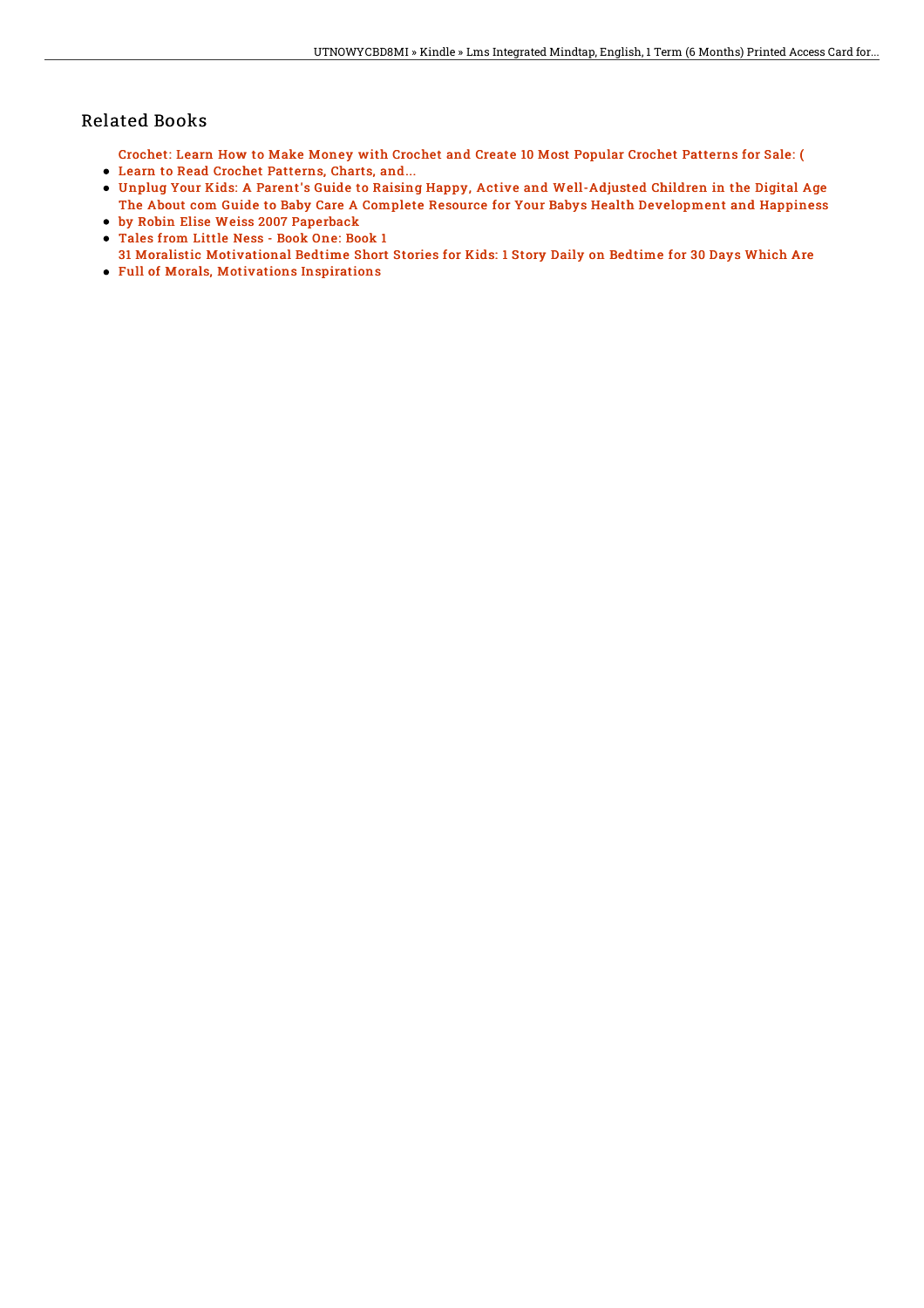## Related Books

- Crochet: Learn How to Make Money with Crochet and Create 10 Most Popular Crochet Patterns for Sale: ( Learn to Read Crochet Patterns, Charts, and...
- Unplug Your Kids: A Parent's Guide to Raising Happy, Active and Well-Adjusted Children in the Digital Age
- The About com Guide to Baby Care A Complete Resource for Your Babys Health Development and Happiness by Robin Elise Weiss 2007 Paperback
- Tales from Little Ness - Book One: Book 1
- 31 Moralistic Motivational Bedtime Short Stories for Kids: 1 Story Daily on Bedtime for 30 Days Which Are Full of Morals, Motivations Inspirations